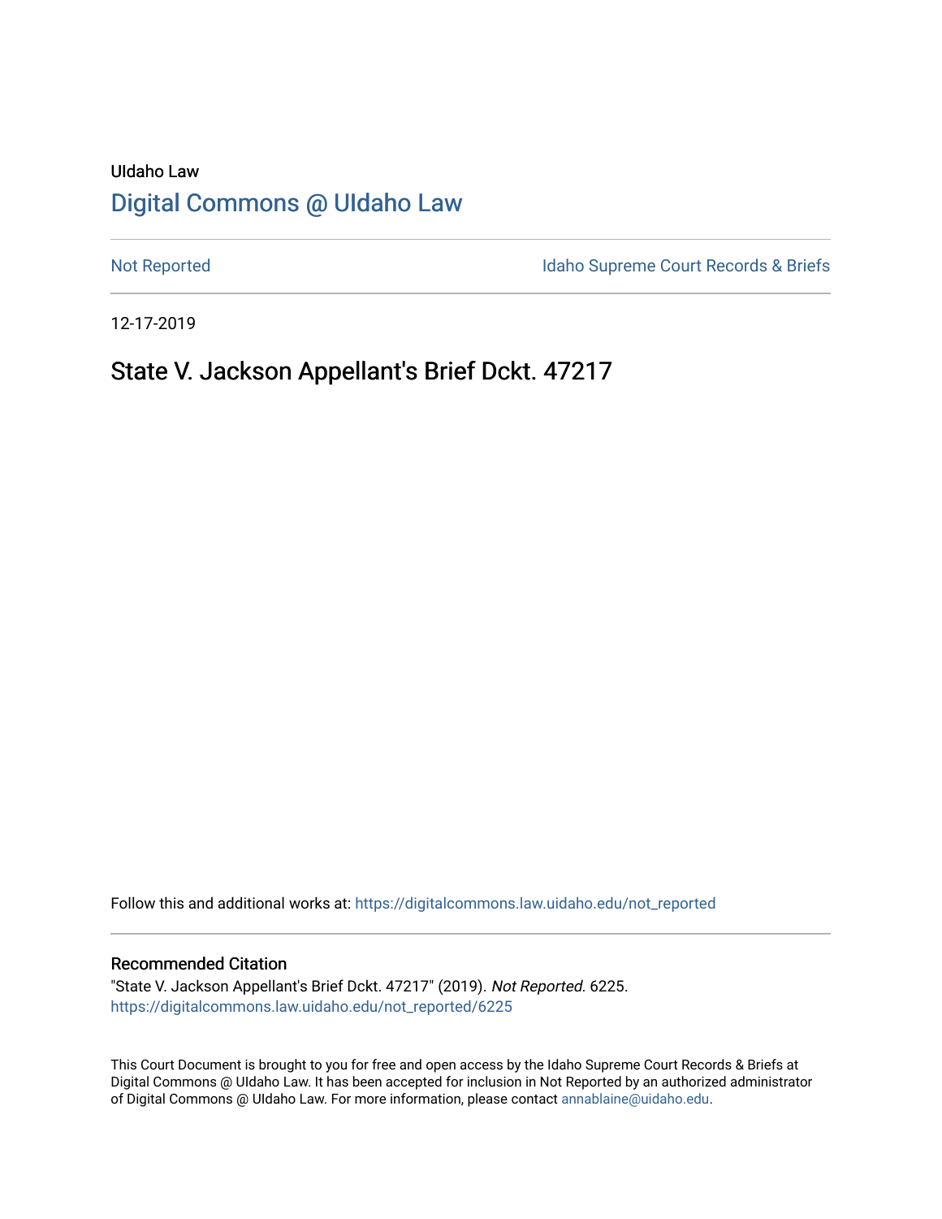UIdaho Law

# Digital Commons @ UIdaho Law

Not Reported | Idaho Supreme Court Records & Briefs

12-17-2019

## State V. Jackson Appellant's Brief Dckt. 47217

Follow this and additional works at: https://digitalcommons.law.uidaho.edu/not_reported

### Recommended Citation

"State V. Jackson Appellant's Brief Dckt. 47217" (2019). *Not Reported*. 6225.
https://digitalcommons.law.uidaho.edu/not_reported/6225

This Court Document is brought to you for free and open access by the Idaho Supreme Court Records & Briefs at Digital Commons @ UIdaho Law. It has been accepted for inclusion in Not Reported by an authorized administrator of Digital Commons @ UIdaho Law. For more information, please contact annablaine@uidaho.edu.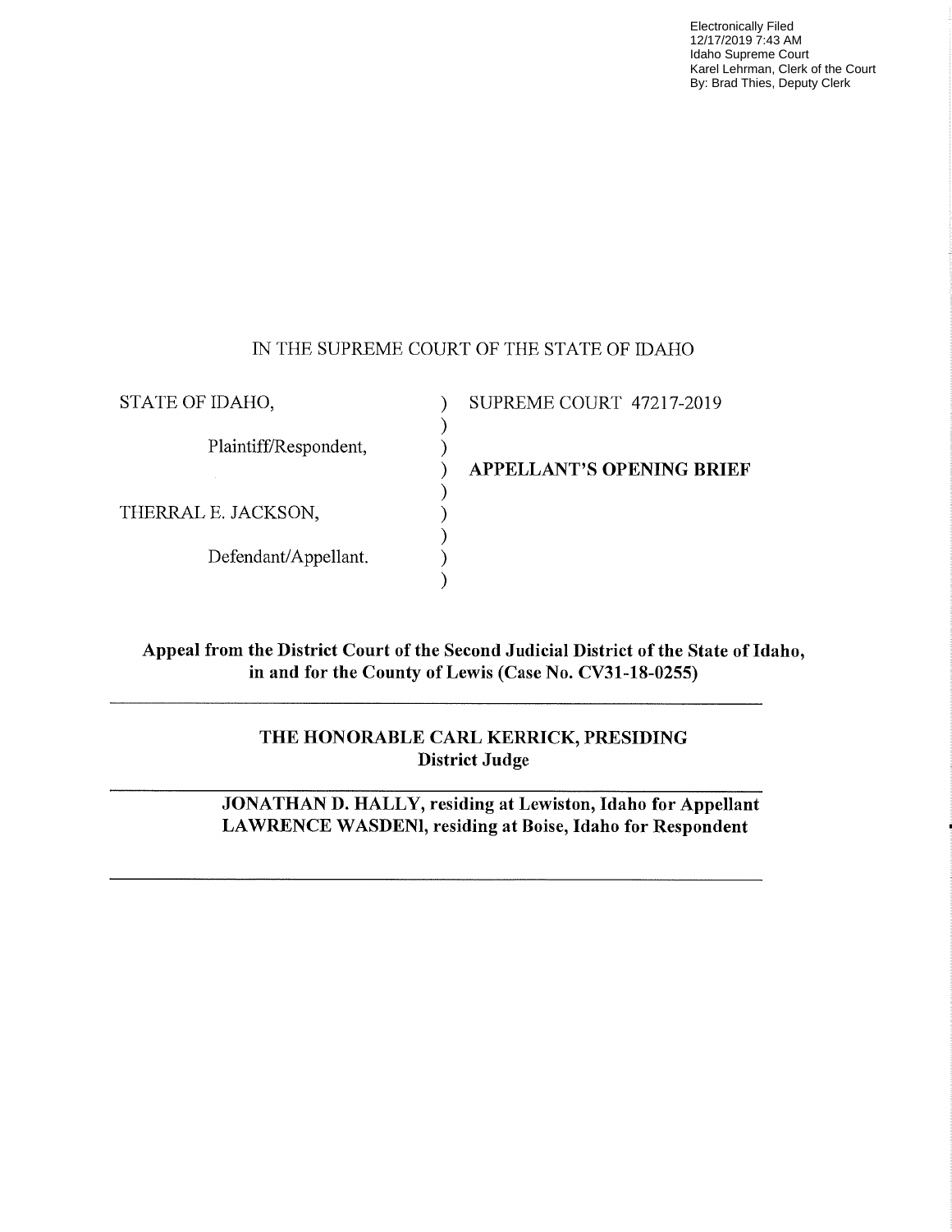Electronically Filed
12/17/2019 7:43 AM
Idaho Supreme Court
Karel Lehrman, Clerk of the Court
By: Brad Thies, Deputy Clerk

IN THE SUPREME COURT OF THE STATE OF IDAHO

| | | |
|---|---|---|
| STATE OF IDAHO, | ) | SUPREME COURT 47217-2019 |
| Plaintiff/Respondent, | ) | |
| | ) | **APPELLANT'S OPENING BRIEF** |
| THERRAL E. JACKSON, | ) | |
| Defendant/Appellant. | ) | |

**Appeal from the District Court of the Second Judicial District of the State of Idaho, in and for the County of Lewis (Case No. CV31-18-0255)**

---

**THE HONORABLE CARL KERRICK, PRESIDING**
**District Judge**

---

**JONATHAN D. HALLY, residing at Lewiston, Idaho for Appellant**
**LAWRENCE WASDENl, residing at Boise, Idaho for Respondent**

---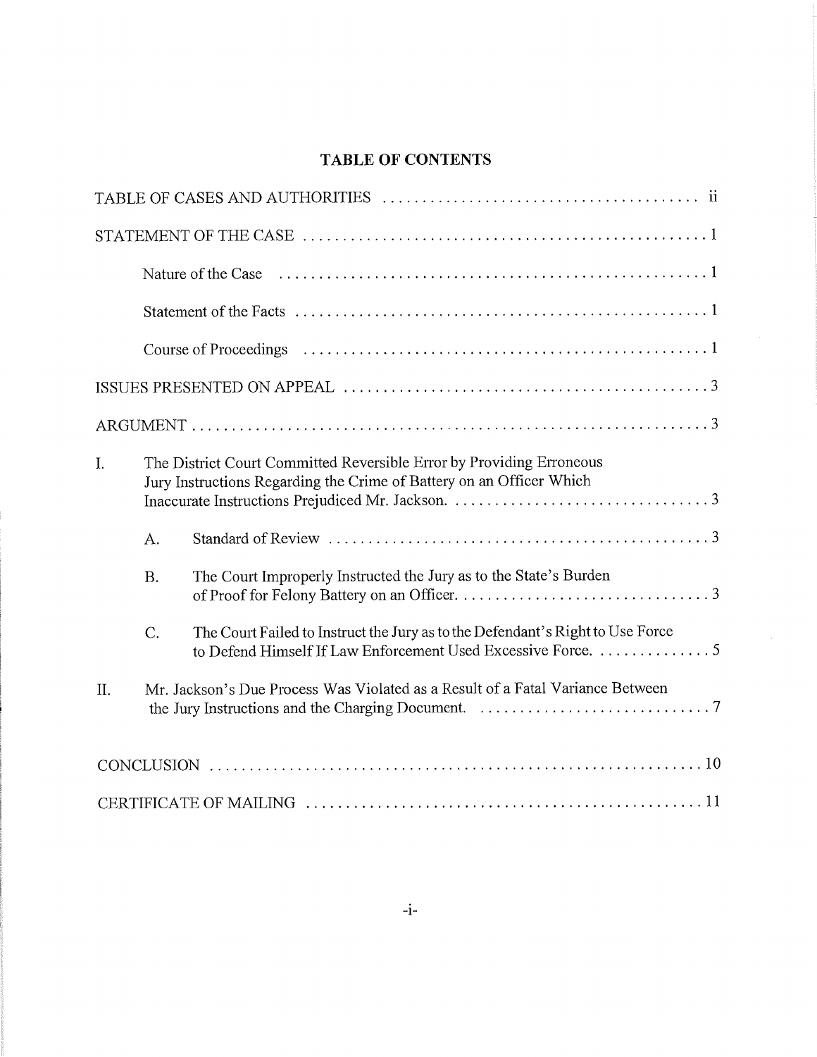# TABLE OF CONTENTS

TABLE OF CASES AND AUTHORITIES .......................................... ii

STATEMENT OF THE CASE .......................................... 1

Nature of the Case .......................................... 1

Statement of the Facts .......................................... 1

Course of Proceedings .......................................... 1

ISSUES PRESENTED ON APPEAL .......................................... 3

ARGUMENT .......................................... 3

I. The District Court Committed Reversible Error by Providing Erroneous Jury Instructions Regarding the Crime of Battery on an Officer Which Inaccurate Instructions Prejudiced Mr. Jackson. .......................................... 3

A. Standard of Review .......................................... 3

B. The Court Improperly Instructed the Jury as to the State's Burden of Proof for Felony Battery on an Officer. .......................................... 3

C. The Court Failed to Instruct the Jury as to the Defendant's Right to Use Force to Defend Himself If Law Enforcement Used Excessive Force. .......................................... 5

II. Mr. Jackson's Due Process Was Violated as a Result of a Fatal Variance Between the Jury Instructions and the Charging Document. .......................................... 7

CONCLUSION .......................................... 10

CERTIFICATE OF MAILING .......................................... 11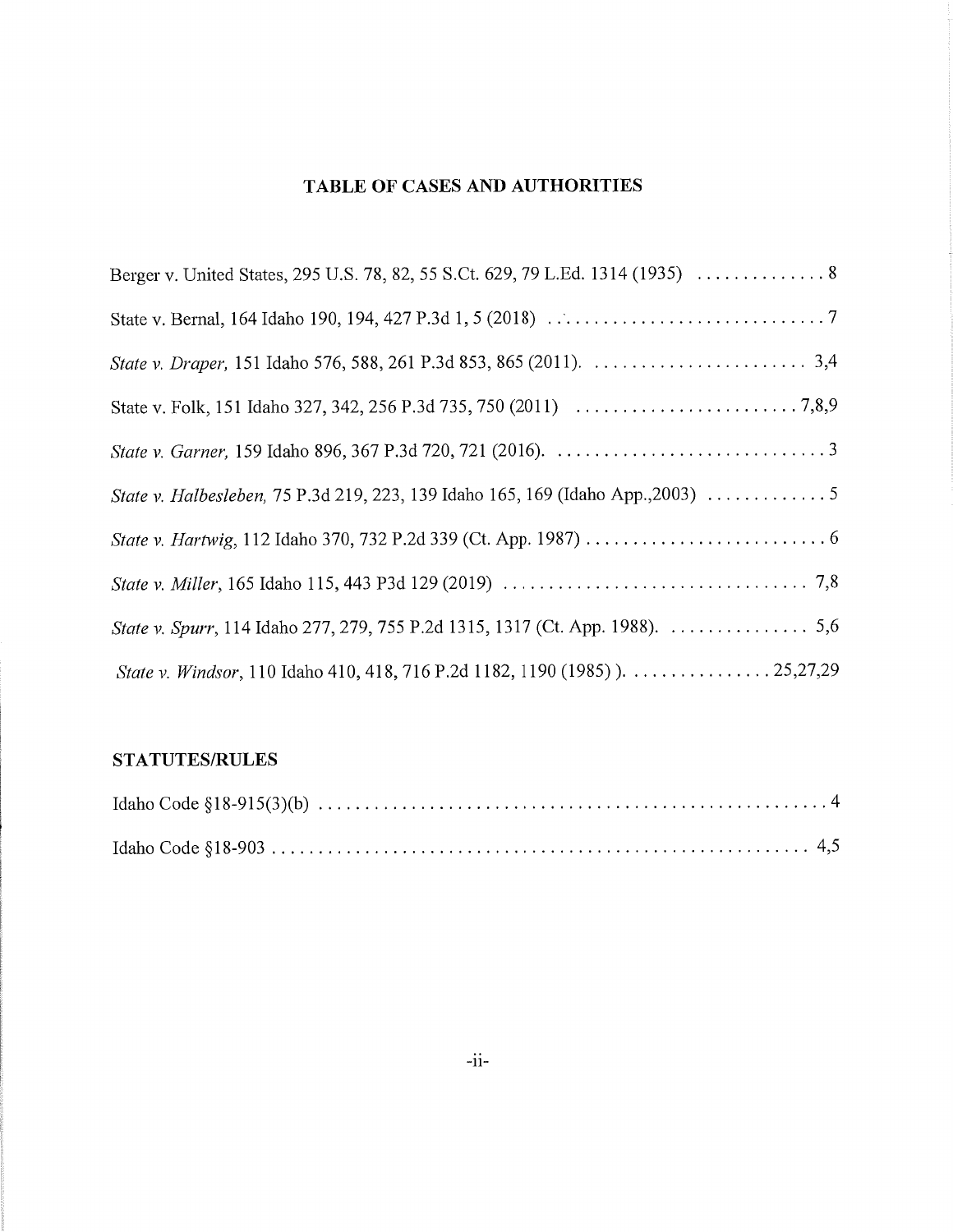**TABLE OF CASES AND AUTHORITIES**

Berger v. United States, 295 U.S. 78, 82, 55 S.Ct. 629, 79 L.Ed. 1314 (1935) . . . . . . . . . . . . . 8

State v. Bernal, 164 Idaho 190, 194, 427 P.3d 1, 5 (2018) . . . . . . . . . . . . . . . . . . . . . . . . . . . . . 7

*State v. Draper,* 151 Idaho 576, 588, 261 P.3d 853, 865 (2011). . . . . . . . . . . . . . . . . . . . . . . . 3,4

State v. Folk, 151 Idaho 327, 342, 256 P.3d 735, 750 (2011) . . . . . . . . . . . . . . . . . . . . . . . . . 7,8,9

*State v. Garner,* 159 Idaho 896, 367 P.3d 720, 721 (2016). . . . . . . . . . . . . . . . . . . . . . . . . . . . . 3

*State v. Halbesleben,* 75 P.3d 219, 223, 139 Idaho 165, 169 (Idaho App.,2003) . . . . . . . . . . . . . 5

*State v. Hartwig,* 112 Idaho 370, 732 P.2d 339 (Ct. App. 1987) . . . . . . . . . . . . . . . . . . . . . . . . . . 6

*State v. Miller,* 165 Idaho 115, 443 P3d 129 (2019) . . . . . . . . . . . . . . . . . . . . . . . . . . . . . . . . . 7,8

*State v. Spurr,* 114 Idaho 277, 279, 755 P.2d 1315, 1317 (Ct. App. 1988). . . . . . . . . . . . . . . . 5,6

*State v. Windsor,* 110 Idaho 410, 418, 716 P.2d 1182, 1190 (1985) ). . . . . . . . . . . . . . . . 25,27,29

**STATUTES/RULES**

Idaho Code §18-915(3)(b) . . . . . . . . . . . . . . . . . . . . . . . . . . . . . . . . . . . . . . . . . . . . . . . . . . . . . 4

Idaho Code §18-903 . . . . . . . . . . . . . . . . . . . . . . . . . . . . . . . . . . . . . . . . . . . . . . . . . . . . . . . . . 4,5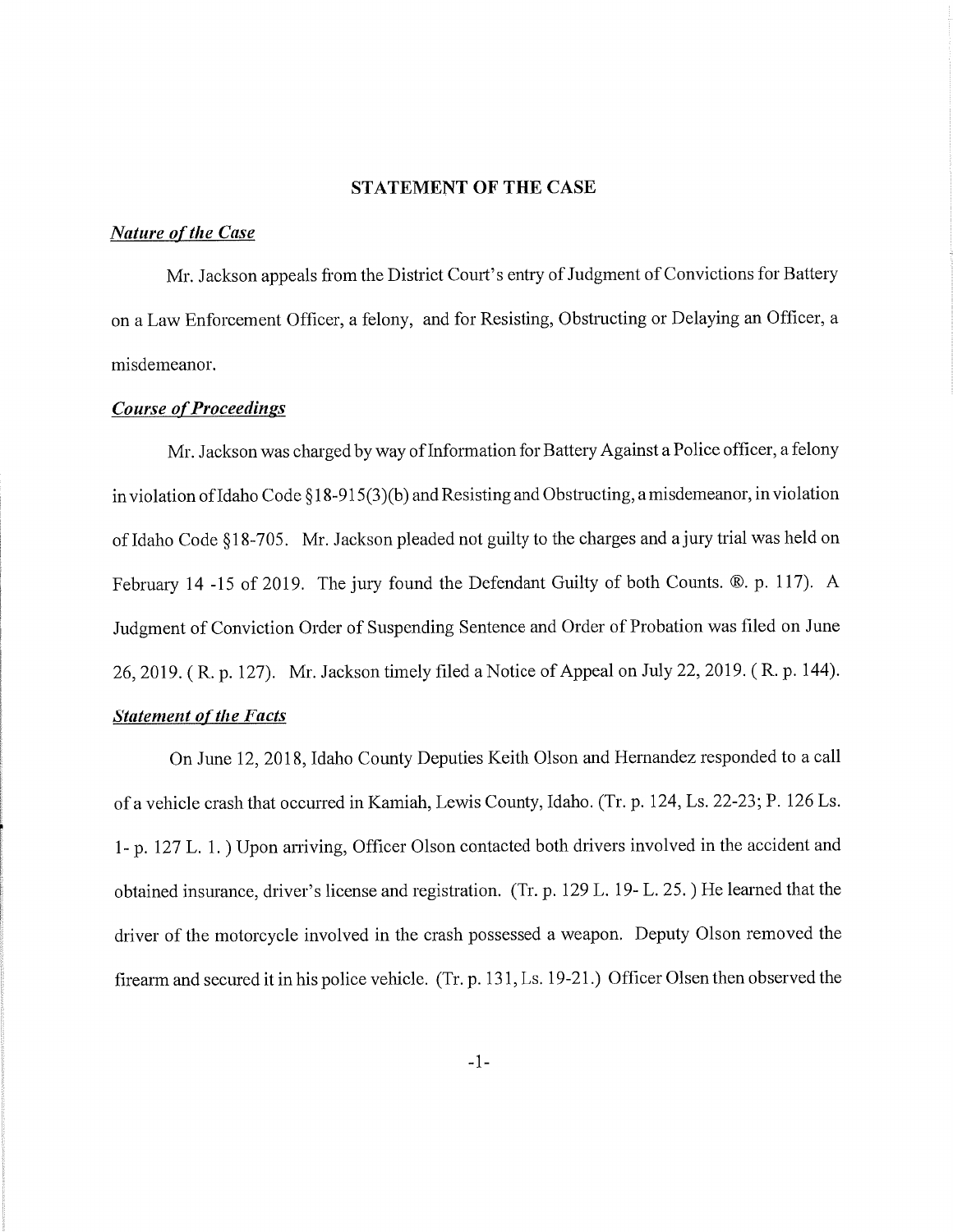## STATEMENT OF THE CASE

### *Nature of the Case*

Mr. Jackson appeals from the District Court's entry of Judgment of Convictions for Battery on a Law Enforcement Officer, a felony, and for Resisting, Obstructing or Delaying an Officer, a misdemeanor.

### *Course of Proceedings*

Mr. Jackson was charged by way of Information for Battery Against a Police officer, a felony in violation of Idaho Code §18-915(3)(b) and Resisting and Obstructing, a misdemeanor, in violation of Idaho Code §18-705. Mr. Jackson pleaded not guilty to the charges and a jury trial was held on February 14 -15 of 2019. The jury found the Defendant Guilty of both Counts. ®. p. 117). A Judgment of Conviction Order of Suspending Sentence and Order of Probation was filed on June 26, 2019. ( R. p. 127). Mr. Jackson timely filed a Notice of Appeal on July 22, 2019. ( R. p. 144).

### *Statement of the Facts*

On June 12, 2018, Idaho County Deputies Keith Olson and Hernandez responded to a call of a vehicle crash that occurred in Kamiah, Lewis County, Idaho. (Tr. p. 124, Ls. 22-23; P. 126 Ls. 1- p. 127 L. 1. ) Upon arriving, Officer Olson contacted both drivers involved in the accident and obtained insurance, driver's license and registration. (Tr. p. 129 L. 19- L. 25. ) He learned that the driver of the motorcycle involved in the crash possessed a weapon. Deputy Olson removed the firearm and secured it in his police vehicle. (Tr. p. 131, Ls. 19-21.) Officer Olsen then observed the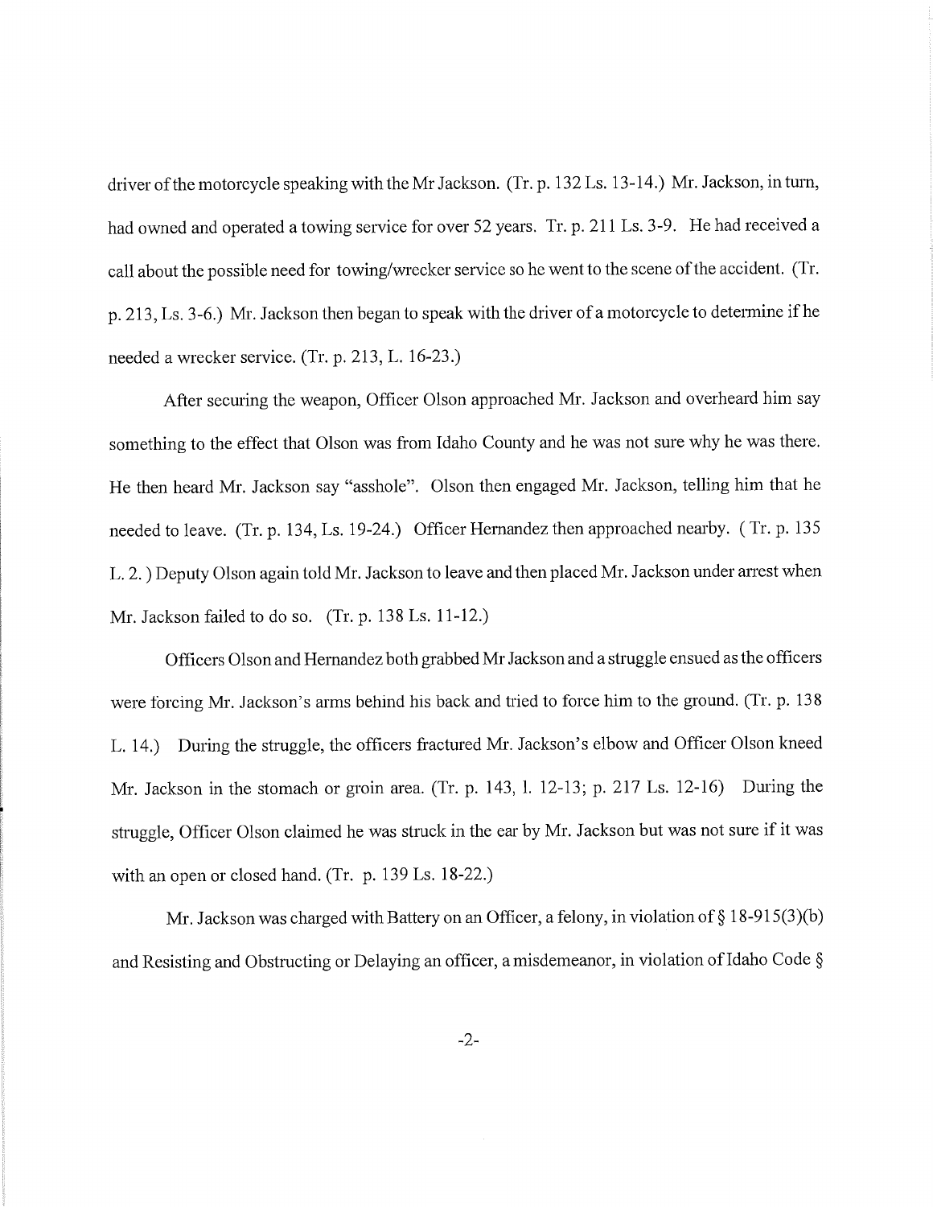driver of the motorcycle speaking with the Mr Jackson. (Tr. p. 132 Ls. 13-14.) Mr. Jackson, in turn, had owned and operated a towing service for over 52 years. Tr. p. 211 Ls. 3-9. He had received a call about the possible need for towing/wrecker service so he went to the scene of the accident. (Tr. p. 213, Ls. 3-6.) Mr. Jackson then began to speak with the driver of a motorcycle to determine if he needed a wrecker service. (Tr. p. 213, L. 16-23.)

After securing the weapon, Officer Olson approached Mr. Jackson and overheard him say something to the effect that Olson was from Idaho County and he was not sure why he was there. He then heard Mr. Jackson say "asshole". Olson then engaged Mr. Jackson, telling him that he needed to leave. (Tr. p. 134, Ls. 19-24.) Officer Hernandez then approached nearby. ( Tr. p. 135 L. 2. ) Deputy Olson again told Mr. Jackson to leave and then placed Mr. Jackson under arrest when Mr. Jackson failed to do so. (Tr. p. 138 Ls. 11-12.)

Officers Olson and Hernandez both grabbed Mr Jackson and a struggle ensued as the officers were forcing Mr. Jackson's arms behind his back and tried to force him to the ground. (Tr. p. 138 L. 14.) During the struggle, the officers fractured Mr. Jackson's elbow and Officer Olson kneed Mr. Jackson in the stomach or groin area. (Tr. p. 143, l. 12-13; p. 217 Ls. 12-16) During the struggle, Officer Olson claimed he was struck in the ear by Mr. Jackson but was not sure if it was with an open or closed hand. (Tr. p. 139 Ls. 18-22.)

Mr. Jackson was charged with Battery on an Officer, a felony, in violation of § 18-915(3)(b) and Resisting and Obstructing or Delaying an officer, a misdemeanor, in violation of Idaho Code §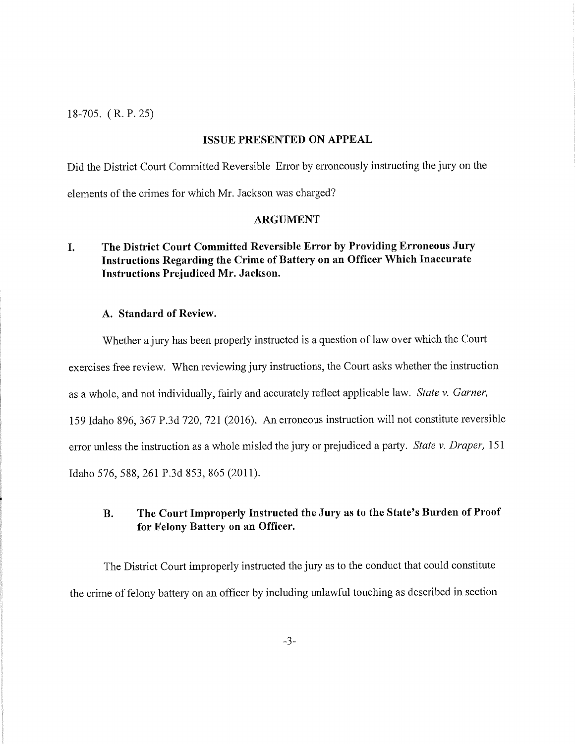18-705. ( R. P. 25)

## ISSUE PRESENTED ON APPEAL

Did the District Court Committed Reversible Error by erroneously instructing the jury on the elements of the crimes for which Mr. Jackson was charged?

## ARGUMENT

### I. The District Court Committed Reversible Error by Providing Erroneous Jury Instructions Regarding the Crime of Battery on an Officer Which Inaccurate Instructions Prejudiced Mr. Jackson.

#### A. Standard of Review.

Whether a jury has been properly instructed is a question of law over which the Court exercises free review. When reviewing jury instructions, the Court asks whether the instruction as a whole, and not individually, fairly and accurately reflect applicable law. *State v. Garner,* 159 Idaho 896, 367 P.3d 720, 721 (2016). An erroneous instruction will not constitute reversible error unless the instruction as a whole misled the jury or prejudiced a party. *State v. Draper,* 151 Idaho 576, 588, 261 P.3d 853, 865 (2011).

#### B. The Court Improperly Instructed the Jury as to the State's Burden of Proof for Felony Battery on an Officer.

The District Court improperly instructed the jury as to the conduct that could constitute the crime of felony battery on an officer by including unlawful touching as described in section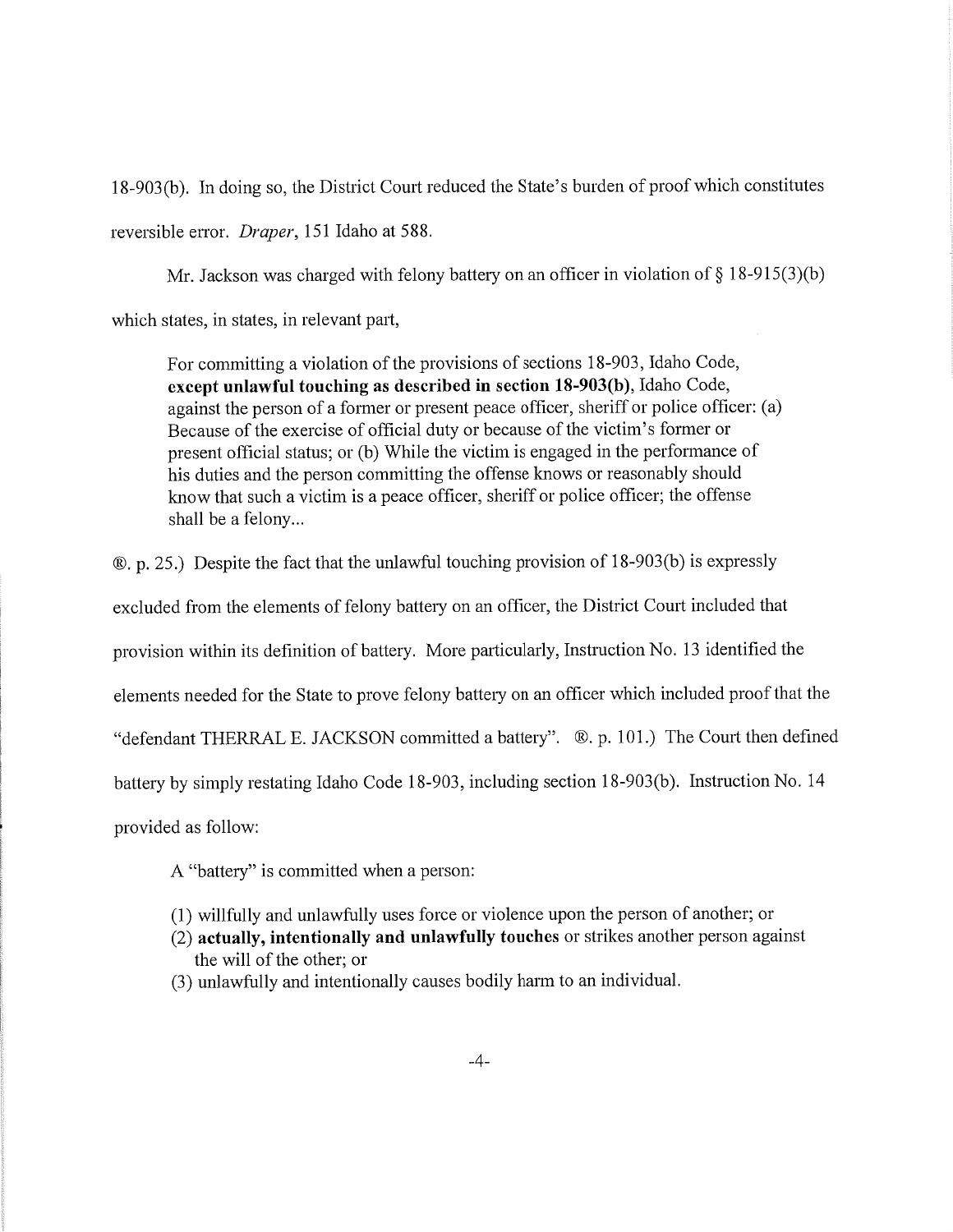18-903(b). In doing so, the District Court reduced the State's burden of proof which constitutes reversible error. *Draper*, 151 Idaho at 588.

Mr. Jackson was charged with felony battery on an officer in violation of § 18-915(3)(b) which states, in states, in relevant part,

> For committing a violation of the provisions of sections 18-903, Idaho Code, **except unlawful touching as described in section 18-903(b)**, Idaho Code, against the person of a former or present peace officer, sheriff or police officer: (a) Because of the exercise of official duty or because of the victim's former or present official status; or (b) While the victim is engaged in the performance of his duties and the person committing the offense knows or reasonably should know that such a victim is a peace officer, sheriff or police officer; the offense shall be a felony...

®. p. 25.) Despite the fact that the unlawful touching provision of 18-903(b) is expressly excluded from the elements of felony battery on an officer, the District Court included that provision within its definition of battery. More particularly, Instruction No. 13 identified the elements needed for the State to prove felony battery on an officer which included proof that the "defendant THERRAL E. JACKSON committed a battery". ®. p. 101.) The Court then defined battery by simply restating Idaho Code 18-903, including section 18-903(b). Instruction No. 14 provided as follow:

> A "battery" is committed when a person:
>
> (1) willfully and unlawfully uses force or violence upon the person of another; or
> (2) **actually, intentionally and unlawfully touches** or strikes another person against the will of the other; or
> (3) unlawfully and intentionally causes bodily harm to an individual.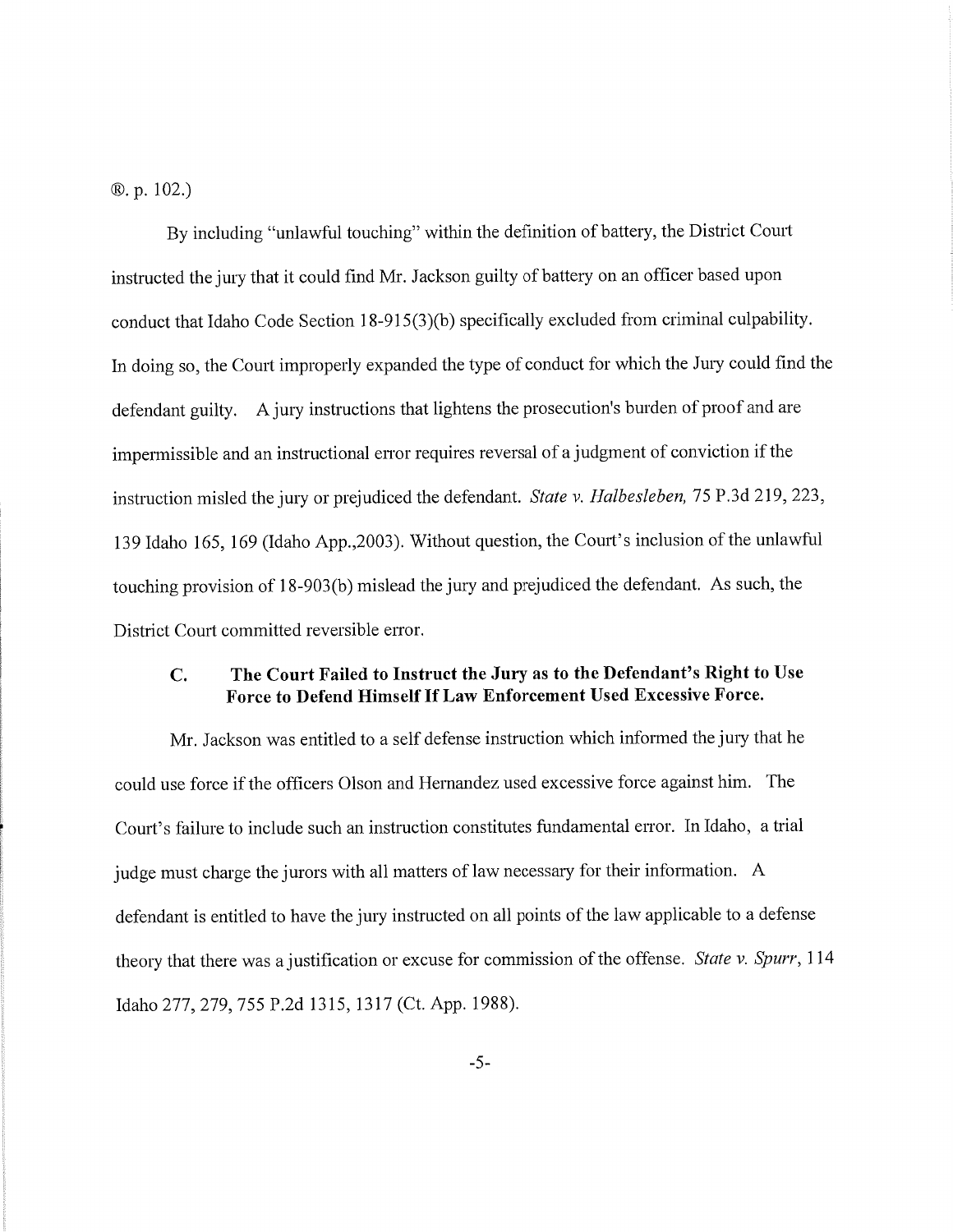®. p. 102.)

By including "unlawful touching" within the definition of battery, the District Court instructed the jury that it could find Mr. Jackson guilty of battery on an officer based upon conduct that Idaho Code Section 18-915(3)(b) specifically excluded from criminal culpability. In doing so, the Court improperly expanded the type of conduct for which the Jury could find the defendant guilty. A jury instructions that lightens the prosecution's burden of proof and are impermissible and an instructional error requires reversal of a judgment of conviction if the instruction misled the jury or prejudiced the defendant. *State v. Halbesleben,* 75 P.3d 219, 223, 139 Idaho 165, 169 (Idaho App.,2003). Without question, the Court's inclusion of the unlawful touching provision of 18-903(b) mislead the jury and prejudiced the defendant. As such, the District Court committed reversible error.

### C. The Court Failed to Instruct the Jury as to the Defendant's Right to Use Force to Defend Himself If Law Enforcement Used Excessive Force.

Mr. Jackson was entitled to a self defense instruction which informed the jury that he could use force if the officers Olson and Hernandez used excessive force against him. The Court's failure to include such an instruction constitutes fundamental error. In Idaho, a trial judge must charge the jurors with all matters of law necessary for their information. A defendant is entitled to have the jury instructed on all points of the law applicable to a defense theory that there was a justification or excuse for commission of the offense. *State v. Spurr,* 114 Idaho 277, 279, 755 P.2d 1315, 1317 (Ct. App. 1988).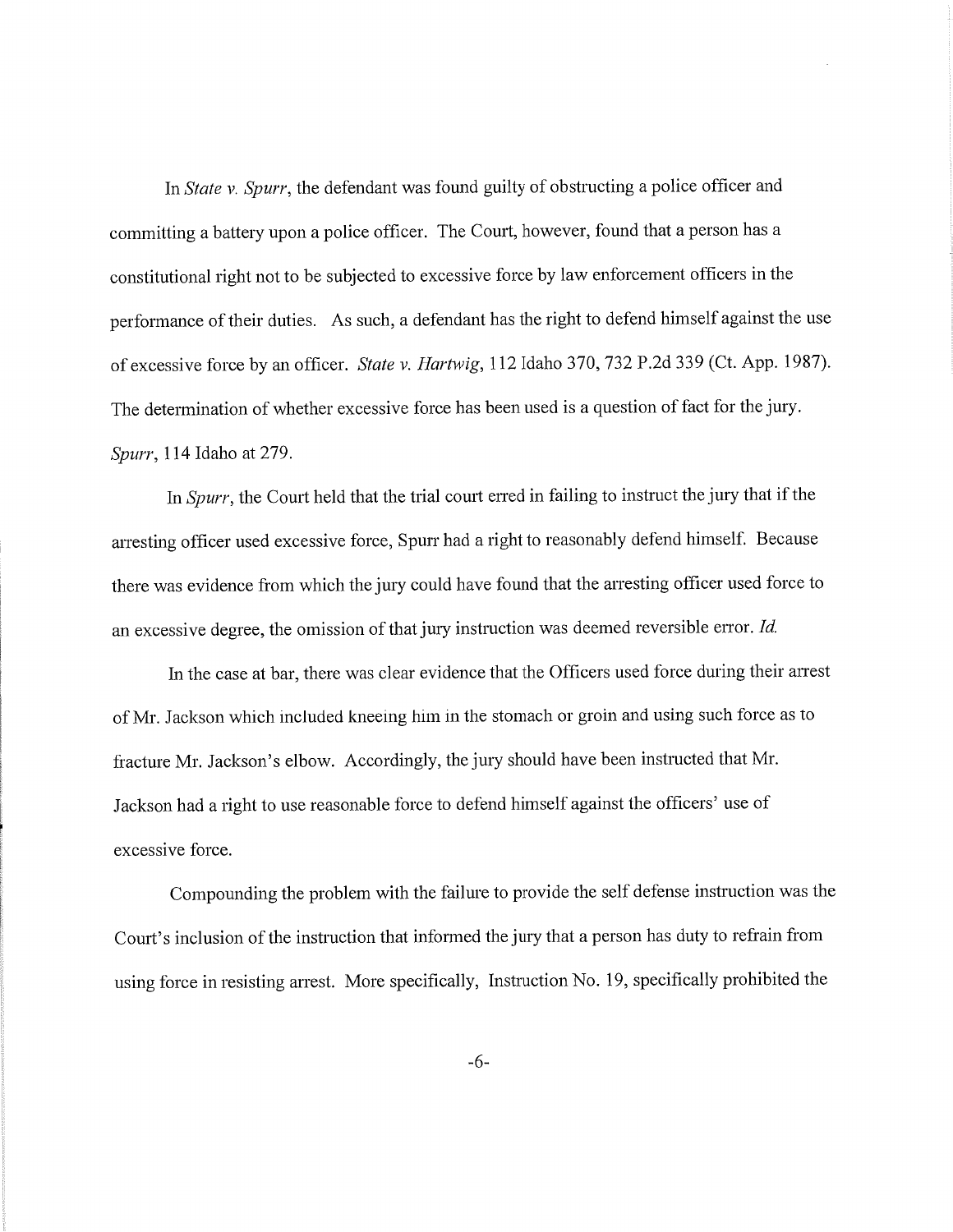In *State v. Spurr*, the defendant was found guilty of obstructing a police officer and committing a battery upon a police officer. The Court, however, found that a person has a constitutional right not to be subjected to excessive force by law enforcement officers in the performance of their duties. As such, a defendant has the right to defend himself against the use of excessive force by an officer. *State v. Hartwig*, 112 Idaho 370, 732 P.2d 339 (Ct. App. 1987). The determination of whether excessive force has been used is a question of fact for the jury. *Spurr*, 114 Idaho at 279.

In *Spurr*, the Court held that the trial court erred in failing to instruct the jury that if the arresting officer used excessive force, Spurr had a right to reasonably defend himself. Because there was evidence from which the jury could have found that the arresting officer used force to an excessive degree, the omission of that jury instruction was deemed reversible error. *Id.*

In the case at bar, there was clear evidence that the Officers used force during their arrest of Mr. Jackson which included kneeing him in the stomach or groin and using such force as to fracture Mr. Jackson's elbow. Accordingly, the jury should have been instructed that Mr. Jackson had a right to use reasonable force to defend himself against the officers' use of excessive force.

Compounding the problem with the failure to provide the self defense instruction was the Court's inclusion of the instruction that informed the jury that a person has duty to refrain from using force in resisting arrest. More specifically, Instruction No. 19, specifically prohibited the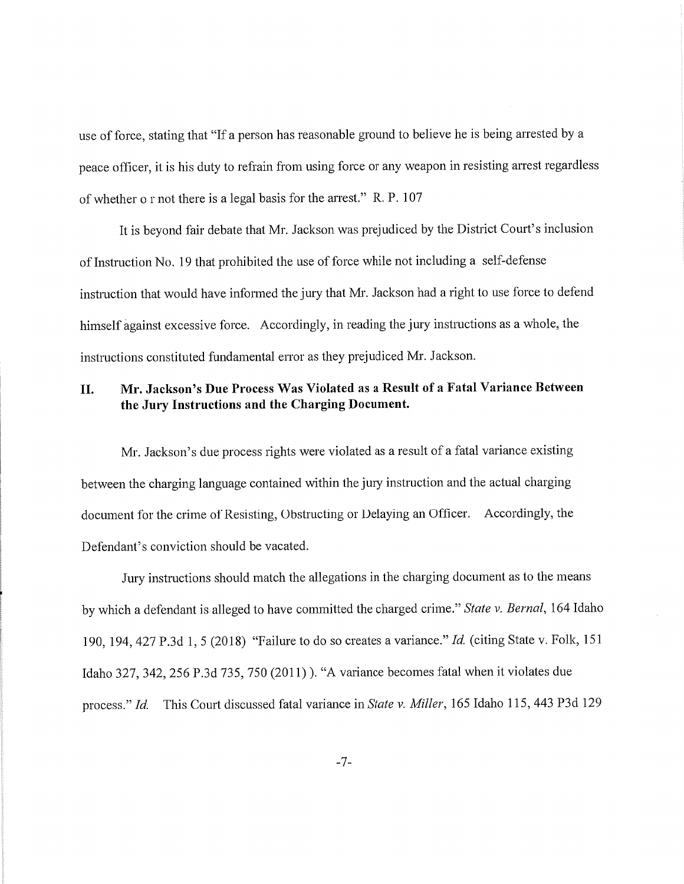use of force, stating that "If a person has reasonable ground to believe he is being arrested by a peace officer, it is his duty to refrain from using force or any weapon in resisting arrest regardless of whether o r not there is a legal basis for the arrest." R. P. 107

It is beyond fair debate that Mr. Jackson was prejudiced by the District Court's inclusion of Instruction No. 19 that prohibited the use of force while not including a self-defense instruction that would have informed the jury that Mr. Jackson had a right to use force to defend himself against excessive force. Accordingly, in reading the jury instructions as a whole, the instructions constituted fundamental error as they prejudiced Mr. Jackson.

## II. Mr. Jackson's Due Process Was Violated as a Result of a Fatal Variance Between the Jury Instructions and the Charging Document.

Mr. Jackson's due process rights were violated as a result of a fatal variance existing between the charging language contained within the jury instruction and the actual charging document for the crime of Resisting, Obstructing or Delaying an Officer. Accordingly, the Defendant's conviction should be vacated.

Jury instructions should match the allegations in the charging document as to the means by which a defendant is alleged to have committed the charged crime." *State v. Bernal*, 164 Idaho 190, 194, 427 P.3d 1, 5 (2018) "Failure to do so creates a variance." *Id.* (citing State v. Folk, 151 Idaho 327, 342, 256 P.3d 735, 750 (2011) ). "A variance becomes fatal when it violates due process." *Id.* This Court discussed fatal variance in *State v. Miller*, 165 Idaho 115, 443 P3d 129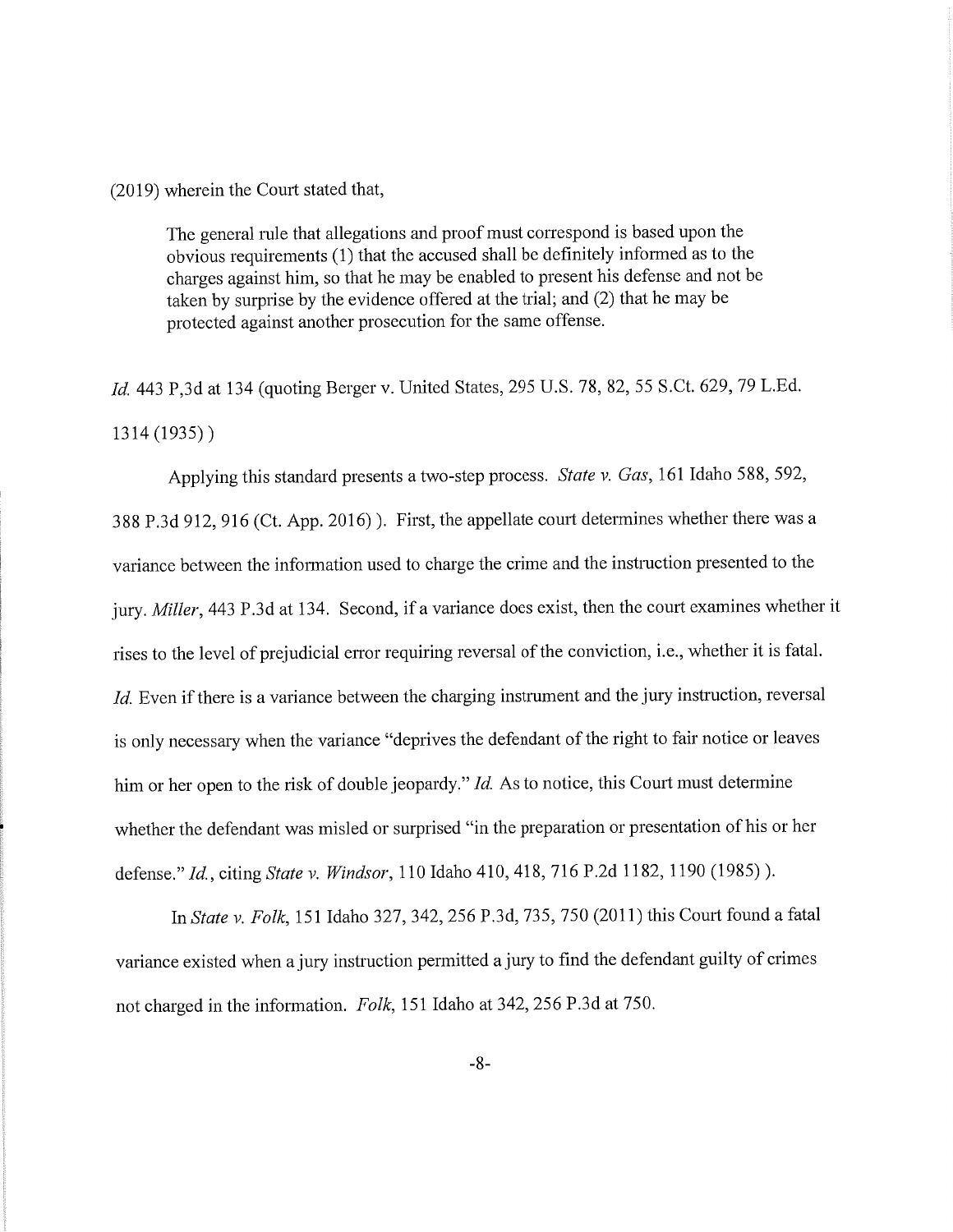(2019) wherein the Court stated that,

> The general rule that allegations and proof must correspond is based upon the obvious requirements (1) that the accused shall be definitely informed as to the charges against him, so that he may be enabled to present his defense and not be taken by surprise by the evidence offered at the trial; and (2) that he may be protected against another prosecution for the same offense.

*Id.* 443 P,3d at 134 (quoting Berger v. United States, 295 U.S. 78, 82, 55 S.Ct. 629, 79 L.Ed. 1314 (1935) )

Applying this standard presents a two-step process. *State v. Gas*, 161 Idaho 588, 592, 388 P.3d 912, 916 (Ct. App. 2016) ). First, the appellate court determines whether there was a variance between the information used to charge the crime and the instruction presented to the jury. *Miller*, 443 P.3d at 134. Second, if a variance does exist, then the court examines whether it rises to the level of prejudicial error requiring reversal of the conviction, i.e., whether it is fatal. *Id.* Even if there is a variance between the charging instrument and the jury instruction, reversal is only necessary when the variance "deprives the defendant of the right to fair notice or leaves him or her open to the risk of double jeopardy." *Id.* As to notice, this Court must determine whether the defendant was misled or surprised "in the preparation or presentation of his or her defense." *Id.*, citing *State v. Windsor*, 110 Idaho 410, 418, 716 P.2d 1182, 1190 (1985) ).

In *State v. Folk*, 151 Idaho 327, 342, 256 P.3d, 735, 750 (2011) this Court found a fatal variance existed when a jury instruction permitted a jury to find the defendant guilty of crimes not charged in the information. *Folk*, 151 Idaho at 342, 256 P.3d at 750.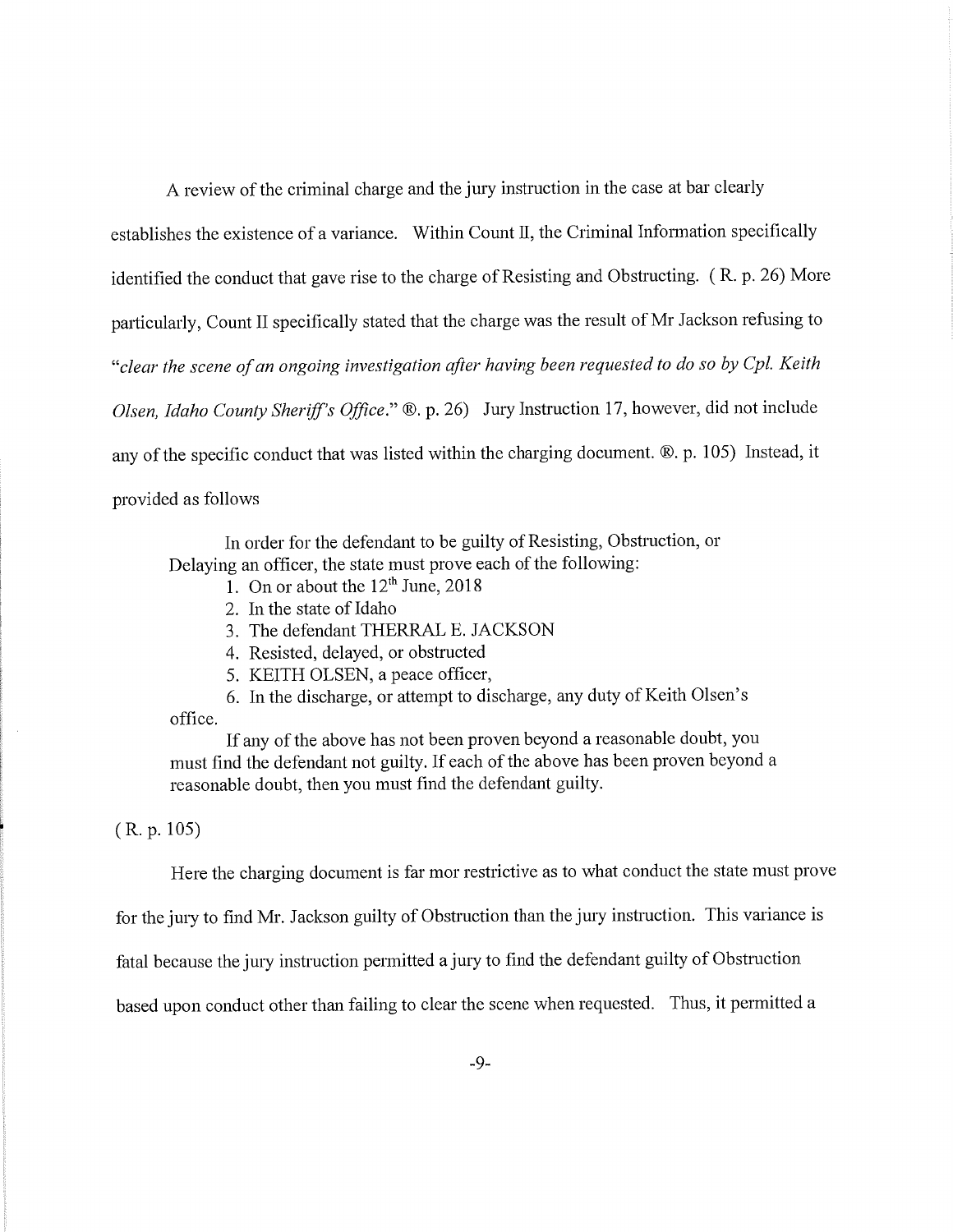A review of the criminal charge and the jury instruction in the case at bar clearly establishes the existence of a variance. Within Count II, the Criminal Information specifically identified the conduct that gave rise to the charge of Resisting and Obstructing. ( R. p. 26) More particularly, Count II specifically stated that the charge was the result of Mr Jackson refusing to "*clear the scene of an ongoing investigation after having been requested to do so by Cpl. Keith Olsen, Idaho County Sheriff's Office.*" ®. p. 26) Jury Instruction 17, however, did not include any of the specific conduct that was listed within the charging document. ®. p. 105) Instead, it provided as follows

> In order for the defendant to be guilty of Resisting, Obstruction, or Delaying an officer, the state must prove each of the following:
>
> 1. On or about the 12th June, 2018
> 2. In the state of Idaho
> 3. The defendant THERRAL E. JACKSON
> 4. Resisted, delayed, or obstructed
> 5. KEITH OLSEN, a peace officer,
> 6. In the discharge, or attempt to discharge, any duty of Keith Olsen's office.
>
> If any of the above has not been proven beyond a reasonable doubt, you must find the defendant not guilty. If each of the above has been proven beyond a reasonable doubt, then you must find the defendant guilty.

( R. p. 105)

Here the charging document is far mor restrictive as to what conduct the state must prove for the jury to find Mr. Jackson guilty of Obstruction than the jury instruction. This variance is fatal because the jury instruction permitted a jury to find the defendant guilty of Obstruction based upon conduct other than failing to clear the scene when requested. Thus, it permitted a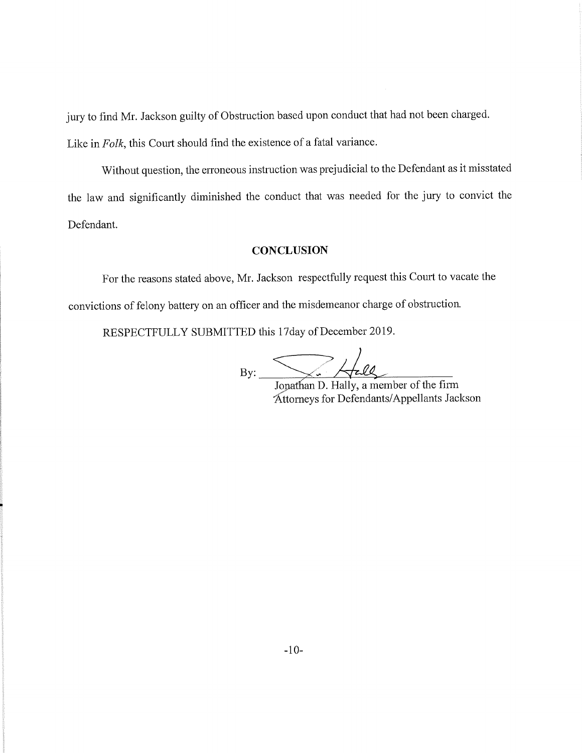jury to find Mr. Jackson guilty of Obstruction based upon conduct that had not been charged. Like in *Folk*, this Court should find the existence of a fatal variance.

Without question, the erroneous instruction was prejudicial to the Defendant as it misstated the law and significantly diminished the conduct that was needed for the jury to convict the Defendant.

## CONCLUSION

For the reasons stated above, Mr. Jackson respectfully request this Court to vacate the convictions of felony battery on an officer and the misdemeanor charge of obstruction.

RESPECTFULLY SUBMITTED this 17day of December 2019.

By: ______________________________
Jonathan D. Hally, a member of the firm
Attorneys for Defendants/Appellants Jackson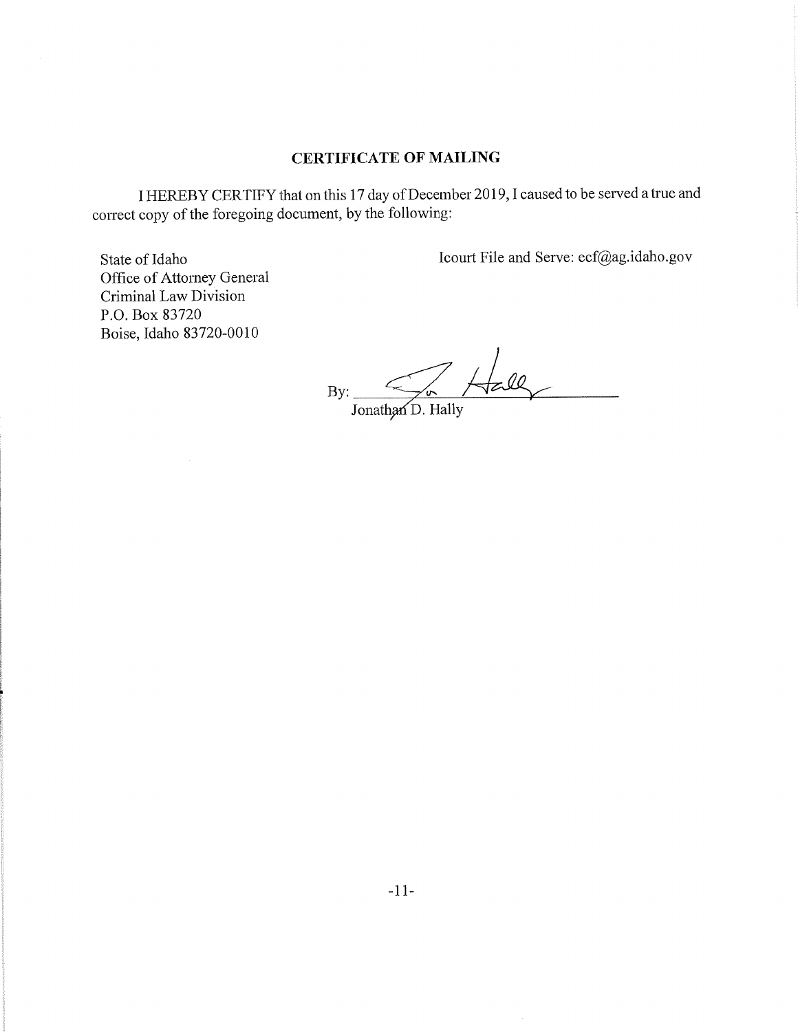## CERTIFICATE OF MAILING

I HEREBY CERTIFY that on this 17 day of December 2019, I caused to be served a true and correct copy of the foregoing document, by the following:

State of Idaho
Office of Attorney General
Criminal Law Division
P.O. Box 83720
Boise, Idaho 83720-0010

Icourt File and Serve: ecf@ag.idaho.gov

By: ______________________
Jonathan D. Hally